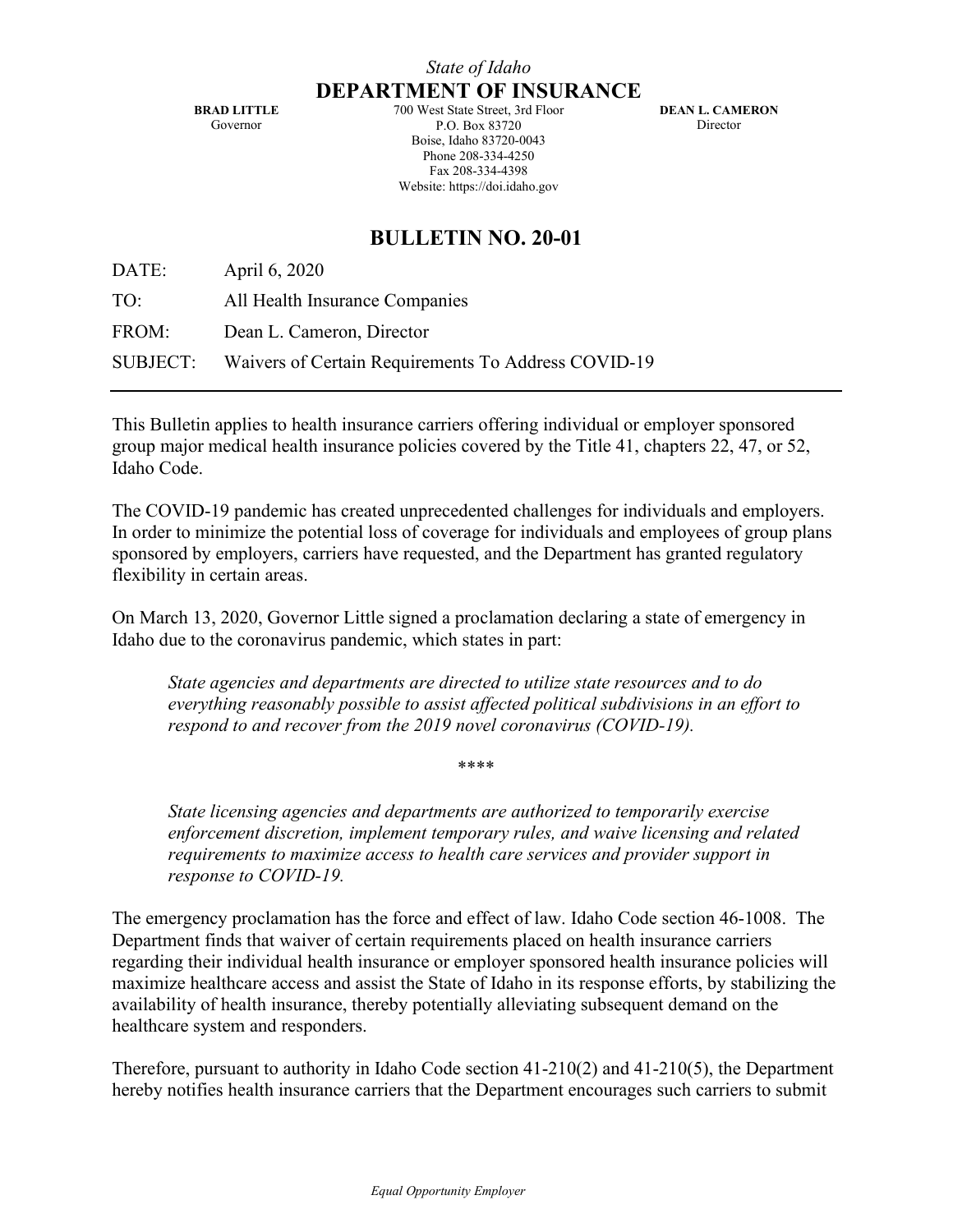*State of Idaho*

**DEPARTMENT OF INSURANCE**

**BRAD LITTLE**
Governor

700 West State Street, 3rd Floor
P.O. Box 83720
Boise, Idaho 83720-0043
Phone 208-334-4250
Fax 208-334-4398
Website: https://doi.idaho.gov

**DEAN L. CAMERON**
Director

## BULLETIN NO. 20-01

| | |
|---|---|
| DATE: | April 6, 2020 |
| TO: | All Health Insurance Companies |
| FROM: | Dean L. Cameron, Director |
| SUBJECT: | Waivers of Certain Requirements To Address COVID-19 |

---

This Bulletin applies to health insurance carriers offering individual or employer sponsored group major medical health insurance policies covered by the Title 41, chapters 22, 47, or 52, Idaho Code.

The COVID-19 pandemic has created unprecedented challenges for individuals and employers. In order to minimize the potential loss of coverage for individuals and employees of group plans sponsored by employers, carriers have requested, and the Department has granted regulatory flexibility in certain areas.

On March 13, 2020, Governor Little signed a proclamation declaring a state of emergency in Idaho due to the coronavirus pandemic, which states in part:

> *State agencies and departments are directed to utilize state resources and to do everything reasonably possible to assist affected political subdivisions in an effort to respond to and recover from the 2019 novel coronavirus (COVID-19).*
>
> \*\*\*\*
>
> *State licensing agencies and departments are authorized to temporarily exercise enforcement discretion, implement temporary rules, and waive licensing and related requirements to maximize access to health care services and provider support in response to COVID-19.*

The emergency proclamation has the force and effect of law. Idaho Code section 46-1008. The Department finds that waiver of certain requirements placed on health insurance carriers regarding their individual health insurance or employer sponsored health insurance policies will maximize healthcare access and assist the State of Idaho in its response efforts, by stabilizing the availability of health insurance, thereby potentially alleviating subsequent demand on the healthcare system and responders.

Therefore, pursuant to authority in Idaho Code section 41-210(2) and 41-210(5), the Department hereby notifies health insurance carriers that the Department encourages such carriers to submit

*Equal Opportunity Employer*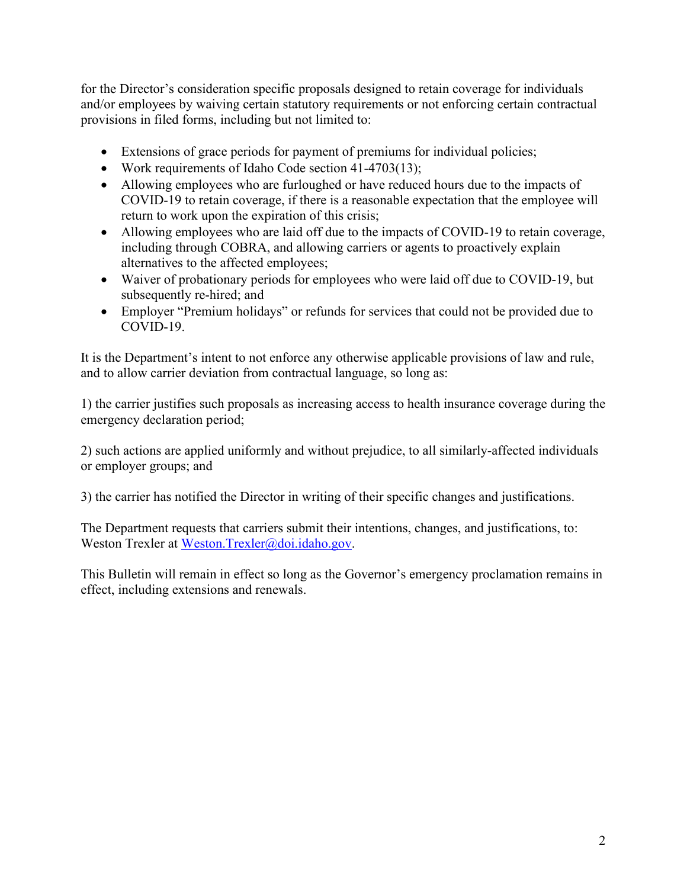for the Director's consideration specific proposals designed to retain coverage for individuals and/or employees by waiving certain statutory requirements or not enforcing certain contractual provisions in filed forms, including but not limited to:

- Extensions of grace periods for payment of premiums for individual policies;
- Work requirements of Idaho Code section 41-4703(13);
- Allowing employees who are furloughed or have reduced hours due to the impacts of COVID-19 to retain coverage, if there is a reasonable expectation that the employee will return to work upon the expiration of this crisis;
- Allowing employees who are laid off due to the impacts of COVID-19 to retain coverage, including through COBRA, and allowing carriers or agents to proactively explain alternatives to the affected employees;
- Waiver of probationary periods for employees who were laid off due to COVID-19, but subsequently re-hired; and
- Employer "Premium holidays" or refunds for services that could not be provided due to COVID-19.

It is the Department's intent to not enforce any otherwise applicable provisions of law and rule, and to allow carrier deviation from contractual language, so long as:

1) the carrier justifies such proposals as increasing access to health insurance coverage during the emergency declaration period;

2) such actions are applied uniformly and without prejudice, to all similarly-affected individuals or employer groups; and

3) the carrier has notified the Director in writing of their specific changes and justifications.

The Department requests that carriers submit their intentions, changes, and justifications, to: Weston Trexler at Weston.Trexler@doi.idaho.gov.

This Bulletin will remain in effect so long as the Governor's emergency proclamation remains in effect, including extensions and renewals.